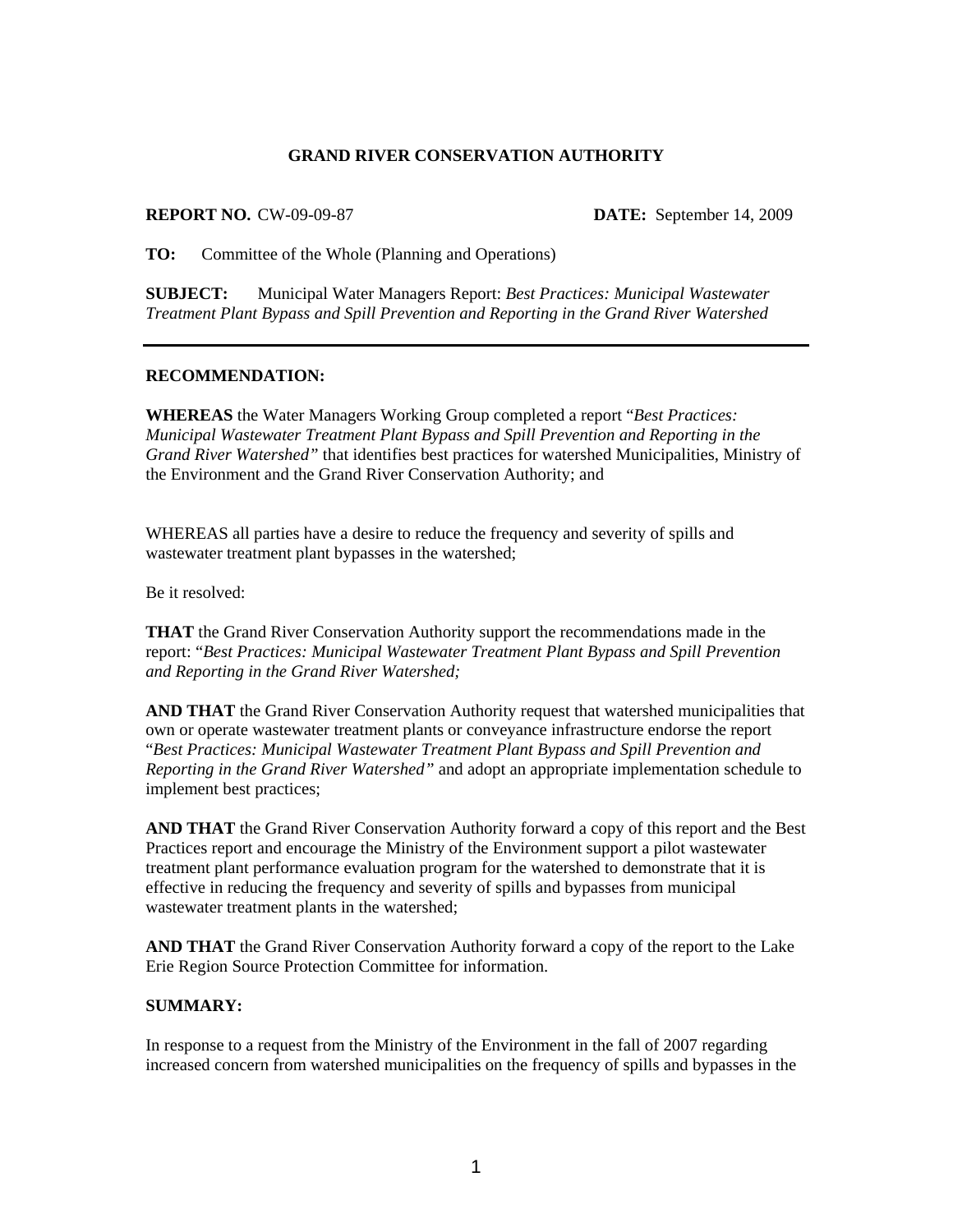**GRAND RIVER CONSERVATION AUTHORITY**

**REPORT NO.** CW-09-09-87 **DATE:** September 14, 2009

**TO:** Committee of the Whole (Planning and Operations)

**SUBJECT:** Municipal Water Managers Report: *Best Practices: Municipal Wastewater Treatment Plant Bypass and Spill Prevention and Reporting in the Grand River Watershed*

---

**RECOMMENDATION:**

**WHEREAS** the Water Managers Working Group completed a report "*Best Practices: Municipal Wastewater Treatment Plant Bypass and Spill Prevention and Reporting in the Grand River Watershed"* that identifies best practices for watershed Municipalities, Ministry of the Environment and the Grand River Conservation Authority; and

WHEREAS all parties have a desire to reduce the frequency and severity of spills and wastewater treatment plant bypasses in the watershed;

Be it resolved:

**THAT** the Grand River Conservation Authority support the recommendations made in the report: "*Best Practices: Municipal Wastewater Treatment Plant Bypass and Spill Prevention and Reporting in the Grand River Watershed;*

**AND THAT** the Grand River Conservation Authority request that watershed municipalities that own or operate wastewater treatment plants or conveyance infrastructure endorse the report "*Best Practices: Municipal Wastewater Treatment Plant Bypass and Spill Prevention and Reporting in the Grand River Watershed"* and adopt an appropriate implementation schedule to implement best practices;

**AND THAT** the Grand River Conservation Authority forward a copy of this report and the Best Practices report and encourage the Ministry of the Environment support a pilot wastewater treatment plant performance evaluation program for the watershed to demonstrate that it is effective in reducing the frequency and severity of spills and bypasses from municipal wastewater treatment plants in the watershed;

**AND THAT** the Grand River Conservation Authority forward a copy of the report to the Lake Erie Region Source Protection Committee for information.

**SUMMARY:**

In response to a request from the Ministry of the Environment in the fall of 2007 regarding increased concern from watershed municipalities on the frequency of spills and bypasses in the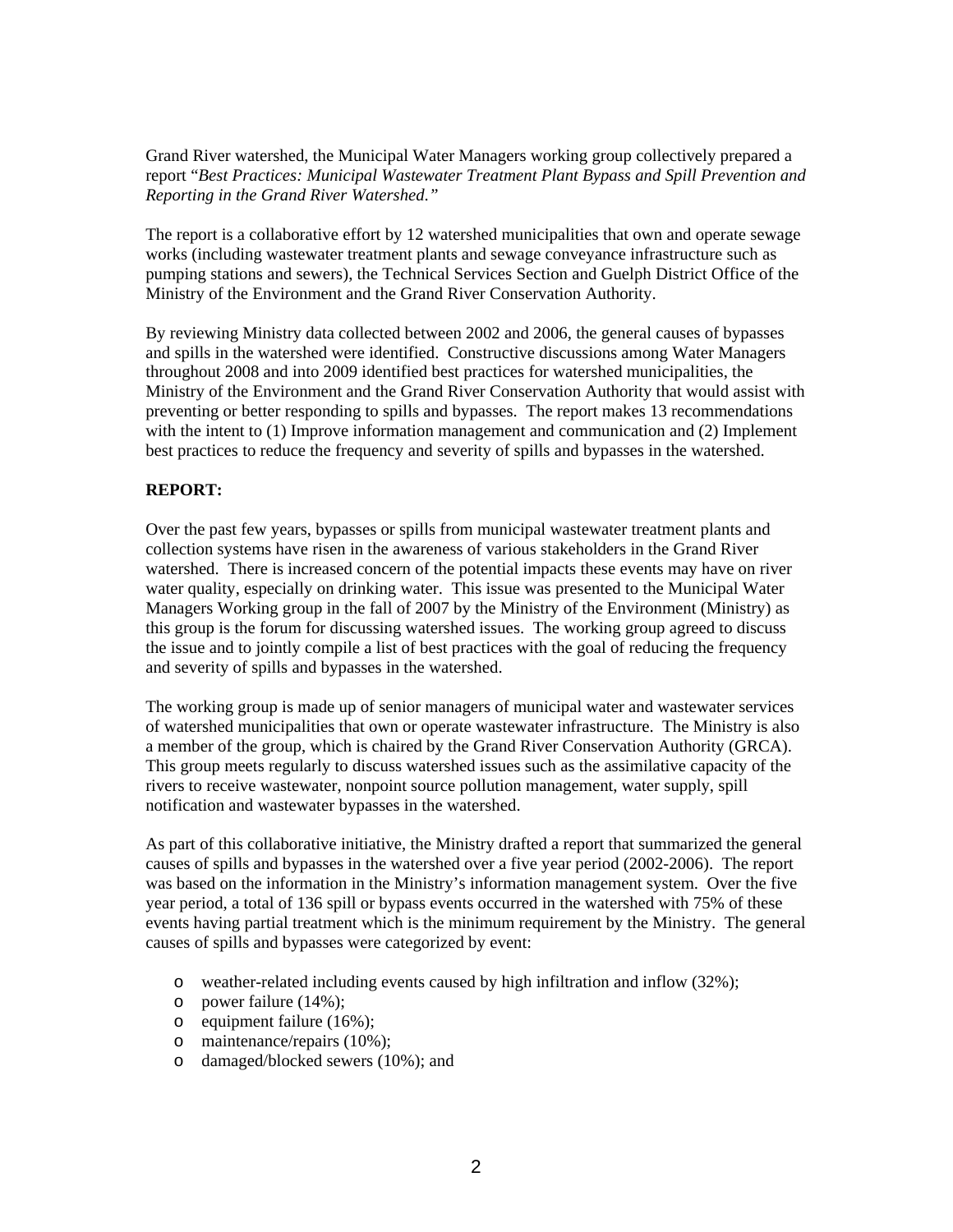Grand River watershed, the Municipal Water Managers working group collectively prepared a report "*Best Practices: Municipal Wastewater Treatment Plant Bypass and Spill Prevention and Reporting in the Grand River Watershed.*"

The report is a collaborative effort by 12 watershed municipalities that own and operate sewage works (including wastewater treatment plants and sewage conveyance infrastructure such as pumping stations and sewers), the Technical Services Section and Guelph District Office of the Ministry of the Environment and the Grand River Conservation Authority.

By reviewing Ministry data collected between 2002 and 2006, the general causes of bypasses and spills in the watershed were identified. Constructive discussions among Water Managers throughout 2008 and into 2009 identified best practices for watershed municipalities, the Ministry of the Environment and the Grand River Conservation Authority that would assist with preventing or better responding to spills and bypasses. The report makes 13 recommendations with the intent to (1) Improve information management and communication and (2) Implement best practices to reduce the frequency and severity of spills and bypasses in the watershed.

**REPORT:**

Over the past few years, bypasses or spills from municipal wastewater treatment plants and collection systems have risen in the awareness of various stakeholders in the Grand River watershed. There is increased concern of the potential impacts these events may have on river water quality, especially on drinking water. This issue was presented to the Municipal Water Managers Working group in the fall of 2007 by the Ministry of the Environment (Ministry) as this group is the forum for discussing watershed issues. The working group agreed to discuss the issue and to jointly compile a list of best practices with the goal of reducing the frequency and severity of spills and bypasses in the watershed.

The working group is made up of senior managers of municipal water and wastewater services of watershed municipalities that own or operate wastewater infrastructure. The Ministry is also a member of the group, which is chaired by the Grand River Conservation Authority (GRCA). This group meets regularly to discuss watershed issues such as the assimilative capacity of the rivers to receive wastewater, nonpoint source pollution management, water supply, spill notification and wastewater bypasses in the watershed.

As part of this collaborative initiative, the Ministry drafted a report that summarized the general causes of spills and bypasses in the watershed over a five year period (2002-2006). The report was based on the information in the Ministry's information management system. Over the five year period, a total of 136 spill or bypass events occurred in the watershed with 75% of these events having partial treatment which is the minimum requirement by the Ministry. The general causes of spills and bypasses were categorized by event:

- weather-related including events caused by high infiltration and inflow (32%);
- power failure (14%);
- equipment failure (16%);
- maintenance/repairs (10%);
- damaged/blocked sewers (10%); and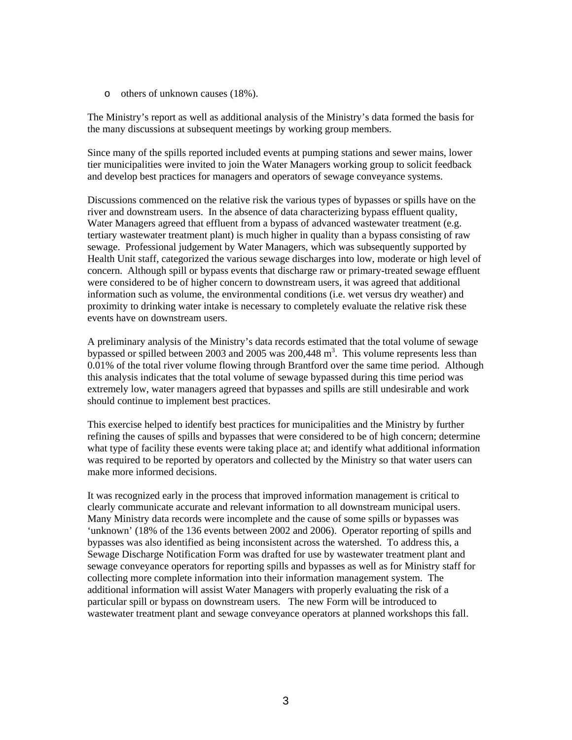- others of unknown causes (18%).

The Ministry's report as well as additional analysis of the Ministry's data formed the basis for the many discussions at subsequent meetings by working group members.

Since many of the spills reported included events at pumping stations and sewer mains, lower tier municipalities were invited to join the Water Managers working group to solicit feedback and develop best practices for managers and operators of sewage conveyance systems.

Discussions commenced on the relative risk the various types of bypasses or spills have on the river and downstream users. In the absence of data characterizing bypass effluent quality, Water Managers agreed that effluent from a bypass of advanced wastewater treatment (e.g. tertiary wastewater treatment plant) is much higher in quality than a bypass consisting of raw sewage. Professional judgement by Water Managers, which was subsequently supported by Health Unit staff, categorized the various sewage discharges into low, moderate or high level of concern. Although spill or bypass events that discharge raw or primary-treated sewage effluent were considered to be of higher concern to downstream users, it was agreed that additional information such as volume, the environmental conditions (i.e. wet versus dry weather) and proximity to drinking water intake is necessary to completely evaluate the relative risk these events have on downstream users.

A preliminary analysis of the Ministry's data records estimated that the total volume of sewage bypassed or spilled between 2003 and 2005 was 200,448 $m^3$. This volume represents less than 0.01% of the total river volume flowing through Brantford over the same time period. Although this analysis indicates that the total volume of sewage bypassed during this time period was extremely low, water managers agreed that bypasses and spills are still undesirable and work should continue to implement best practices.

This exercise helped to identify best practices for municipalities and the Ministry by further refining the causes of spills and bypasses that were considered to be of high concern; determine what type of facility these events were taking place at; and identify what additional information was required to be reported by operators and collected by the Ministry so that water users can make more informed decisions.

It was recognized early in the process that improved information management is critical to clearly communicate accurate and relevant information to all downstream municipal users. Many Ministry data records were incomplete and the cause of some spills or bypasses was 'unknown' (18% of the 136 events between 2002 and 2006). Operator reporting of spills and bypasses was also identified as being inconsistent across the watershed. To address this, a Sewage Discharge Notification Form was drafted for use by wastewater treatment plant and sewage conveyance operators for reporting spills and bypasses as well as for Ministry staff for collecting more complete information into their information management system. The additional information will assist Water Managers with properly evaluating the risk of a particular spill or bypass on downstream users. The new Form will be introduced to wastewater treatment plant and sewage conveyance operators at planned workshops this fall.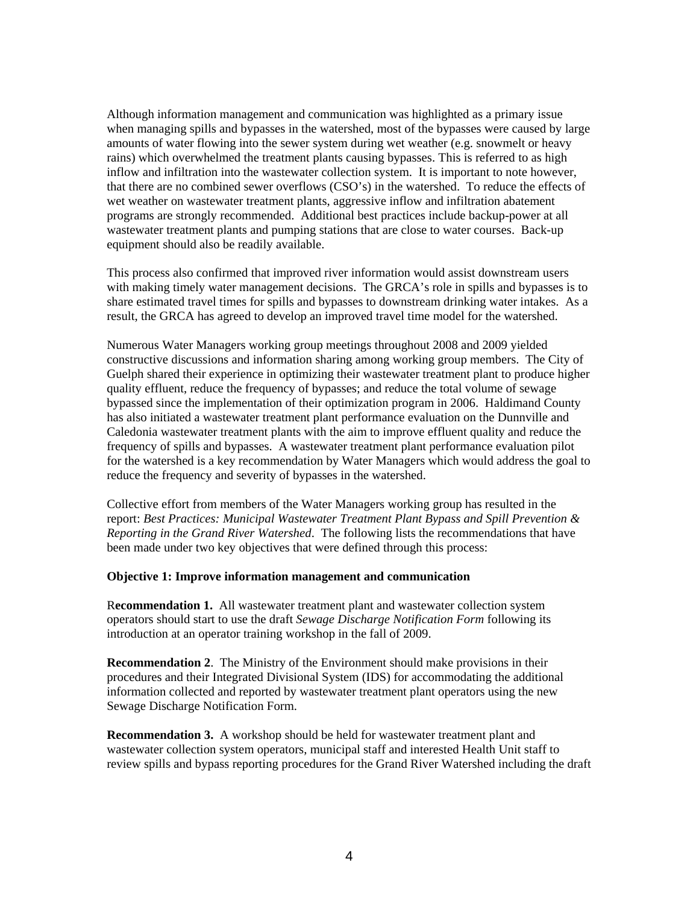Although information management and communication was highlighted as a primary issue when managing spills and bypasses in the watershed, most of the bypasses were caused by large amounts of water flowing into the sewer system during wet weather (e.g. snowmelt or heavy rains) which overwhelmed the treatment plants causing bypasses. This is referred to as high inflow and infiltration into the wastewater collection system. It is important to note however, that there are no combined sewer overflows (CSO's) in the watershed. To reduce the effects of wet weather on wastewater treatment plants, aggressive inflow and infiltration abatement programs are strongly recommended. Additional best practices include backup-power at all wastewater treatment plants and pumping stations that are close to water courses. Back-up equipment should also be readily available.

This process also confirmed that improved river information would assist downstream users with making timely water management decisions. The GRCA's role in spills and bypasses is to share estimated travel times for spills and bypasses to downstream drinking water intakes. As a result, the GRCA has agreed to develop an improved travel time model for the watershed.

Numerous Water Managers working group meetings throughout 2008 and 2009 yielded constructive discussions and information sharing among working group members. The City of Guelph shared their experience in optimizing their wastewater treatment plant to produce higher quality effluent, reduce the frequency of bypasses; and reduce the total volume of sewage bypassed since the implementation of their optimization program in 2006. Haldimand County has also initiated a wastewater treatment plant performance evaluation on the Dunnville and Caledonia wastewater treatment plants with the aim to improve effluent quality and reduce the frequency of spills and bypasses. A wastewater treatment plant performance evaluation pilot for the watershed is a key recommendation by Water Managers which would address the goal to reduce the frequency and severity of bypasses in the watershed.

Collective effort from members of the Water Managers working group has resulted in the report: *Best Practices: Municipal Wastewater Treatment Plant Bypass and Spill Prevention & Reporting in the Grand River Watershed*. The following lists the recommendations that have been made under two key objectives that were defined through this process:

**Objective 1: Improve information management and communication**

R**ecommendation 1.** All wastewater treatment plant and wastewater collection system operators should start to use the draft *Sewage Discharge Notification Form* following its introduction at an operator training workshop in the fall of 2009.

**Recommendation 2**. The Ministry of the Environment should make provisions in their procedures and their Integrated Divisional System (IDS) for accommodating the additional information collected and reported by wastewater treatment plant operators using the new Sewage Discharge Notification Form.

**Recommendation 3.** A workshop should be held for wastewater treatment plant and wastewater collection system operators, municipal staff and interested Health Unit staff to review spills and bypass reporting procedures for the Grand River Watershed including the draft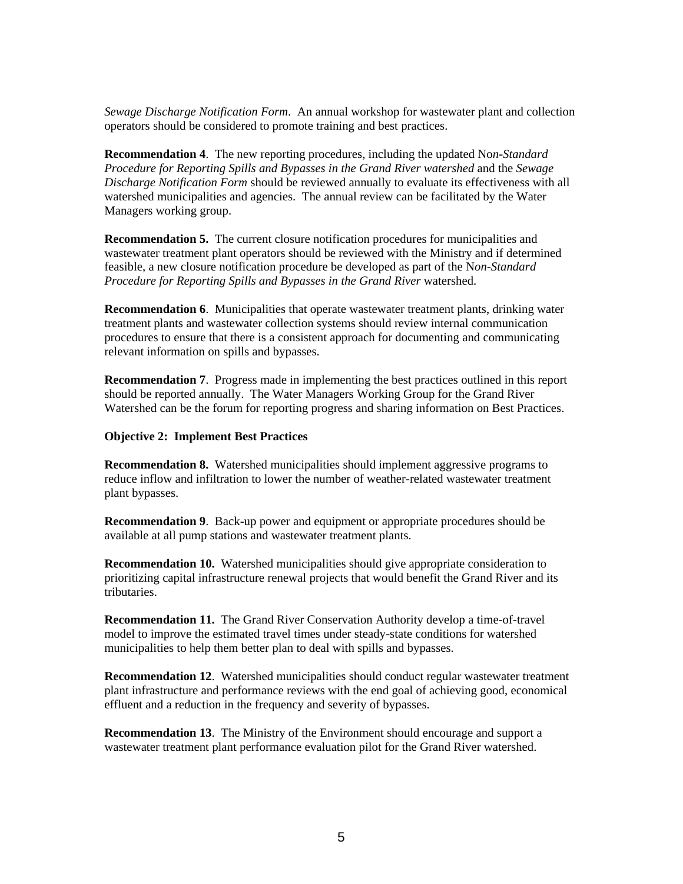*Sewage Discharge Notification Form*. An annual workshop for wastewater plant and collection operators should be considered to promote training and best practices.

**Recommendation 4**. The new reporting procedures, including the updated No*n-Standard Procedure for Reporting Spills and Bypasses in the Grand River watershed* and the *Sewage Discharge Notification Form* should be reviewed annually to evaluate its effectiveness with all watershed municipalities and agencies. The annual review can be facilitated by the Water Managers working group.

**Recommendation 5.** The current closure notification procedures for municipalities and wastewater treatment plant operators should be reviewed with the Ministry and if determined feasible, a new closure notification procedure be developed as part of the N*on-Standard Procedure for Reporting Spills and Bypasses in the Grand River* watershed.

**Recommendation 6**. Municipalities that operate wastewater treatment plants, drinking water treatment plants and wastewater collection systems should review internal communication procedures to ensure that there is a consistent approach for documenting and communicating relevant information on spills and bypasses.

**Recommendation 7**. Progress made in implementing the best practices outlined in this report should be reported annually. The Water Managers Working Group for the Grand River Watershed can be the forum for reporting progress and sharing information on Best Practices.

**Objective 2: Implement Best Practices**

**Recommendation 8.** Watershed municipalities should implement aggressive programs to reduce inflow and infiltration to lower the number of weather-related wastewater treatment plant bypasses.

**Recommendation 9**. Back-up power and equipment or appropriate procedures should be available at all pump stations and wastewater treatment plants.

**Recommendation 10.** Watershed municipalities should give appropriate consideration to prioritizing capital infrastructure renewal projects that would benefit the Grand River and its tributaries.

**Recommendation 11.** The Grand River Conservation Authority develop a time-of-travel model to improve the estimated travel times under steady-state conditions for watershed municipalities to help them better plan to deal with spills and bypasses.

**Recommendation 12**. Watershed municipalities should conduct regular wastewater treatment plant infrastructure and performance reviews with the end goal of achieving good, economical effluent and a reduction in the frequency and severity of bypasses.

**Recommendation 13**. The Ministry of the Environment should encourage and support a wastewater treatment plant performance evaluation pilot for the Grand River watershed.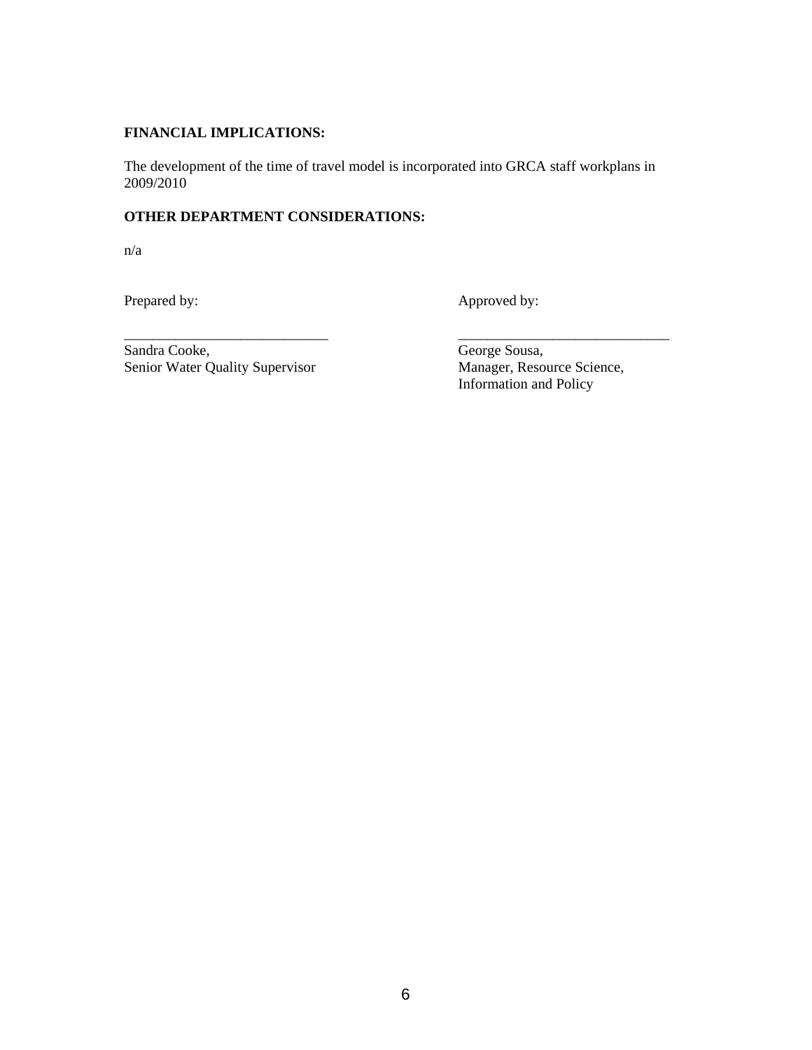**FINANCIAL IMPLICATIONS:**

The development of the time of travel model is incorporated into GRCA staff workplans in 2009/2010

**OTHER DEPARTMENT CONSIDERATIONS:**

n/a

| Prepared by: | Approved by: |
|---|---|
| ____________________________ | ____________________________ |
| Sandra Cooke,<br>Senior Water Quality Supervisor | George Sousa,<br>Manager, Resource Science,<br>Information and Policy |